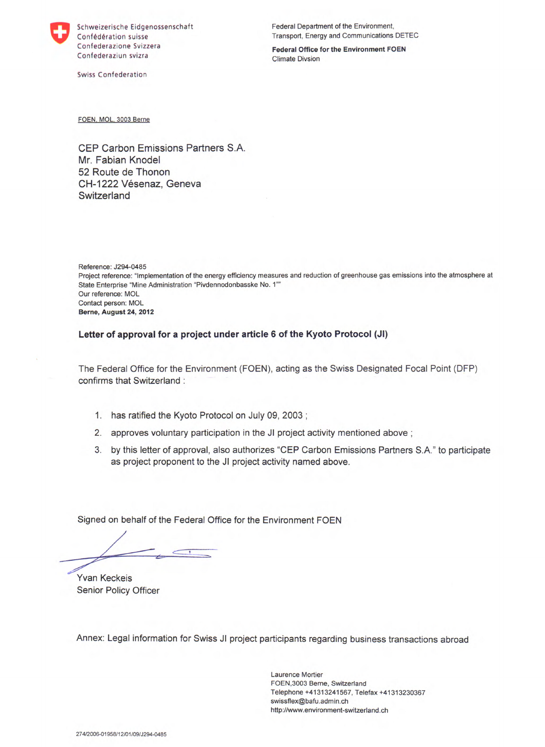Schweizerische Eidgenossenschaft
Confédération suisse
Confederazione Svizzera
Confederaziun svizra

Swiss Confederation

Federal Department of the Environment,
Transport, Energy and Communications DETEC

**Federal Office for the Environment FOEN**
Climate Divsion

FOEN, MOL, 3003 Berne

CEP Carbon Emissions Partners S.A.
Mr. Fabian Knodel
52 Route de Thonon
CH-1222 Vésenaz, Geneva
Switzerland

Reference: J294-0485
Project reference: "Implementation of the energy efficiency measures and reduction of greenhouse gas emissions into the atmosphere at State Enterprise "Mine Administration "Pivdennodonbasske No. 1""
Our reference: MOL
Contact person: MOL
**Berne, August 24, 2012**

**Letter of approval for a project under article 6 of the Kyoto Protocol (JI)**

The Federal Office for the Environment (FOEN), acting as the Swiss Designated Focal Point (DFP) confirms that Switzerland :

1. has ratified the Kyoto Protocol on July 09, 2003 ;
2. approves voluntary participation in the JI project activity mentioned above ;
3. by this letter of approval, also authorizes "CEP Carbon Emissions Partners S.A." to participate as project proponent to the JI project activity named above.

Signed on behalf of the Federal Office for the Environment FOEN

Yvan Keckeis
Senior Policy Officer

Annex: Legal information for Swiss JI project participants regarding business transactions abroad

Laurence Mortier
FOEN,3003 Berne, Switzerland
Telephone +41313241567, Telefax +41313230367
swissflex@bafu.admin.ch
http://www.environment-switzerland.ch

274/2006-01958/12/01/09/J294-0485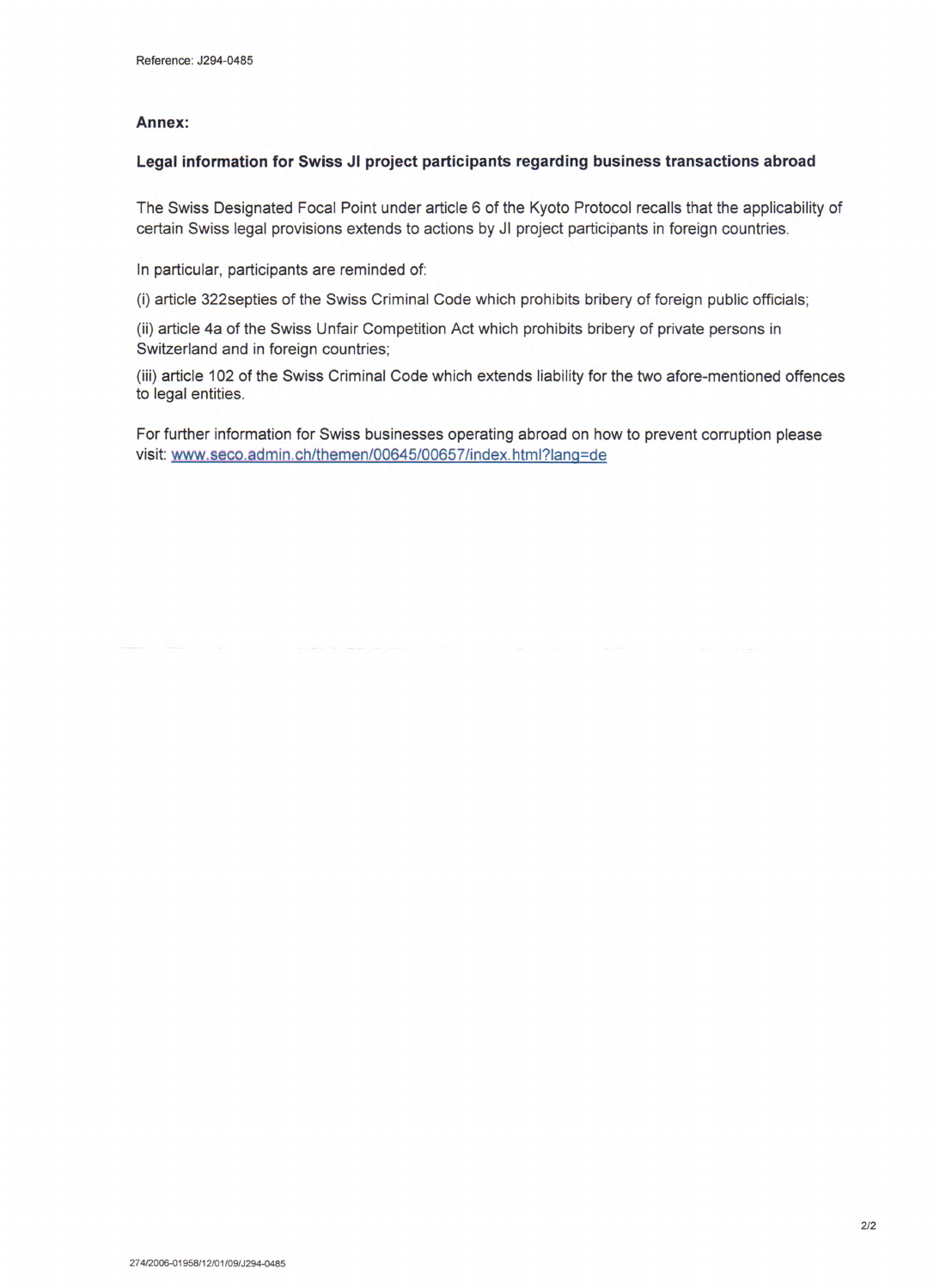Reference: J294-0485

**Annex:**

**Legal information for Swiss JI project participants regarding business transactions abroad**

The Swiss Designated Focal Point under article 6 of the Kyoto Protocol recalls that the applicability of certain Swiss legal provisions extends to actions by JI project participants in foreign countries.

In particular, participants are reminded of:

(i) article 322septies of the Swiss Criminal Code which prohibits bribery of foreign public officials;

(ii) article 4a of the Swiss Unfair Competition Act which prohibits bribery of private persons in Switzerland and in foreign countries;

(iii) article 102 of the Swiss Criminal Code which extends liability for the two afore-mentioned offences to legal entities.

For further information for Swiss businesses operating abroad on how to prevent corruption please visit: www.seco.admin.ch/themen/00645/00657/index.html?lang=de

274/2006-01958/12/01/09/J294-0485